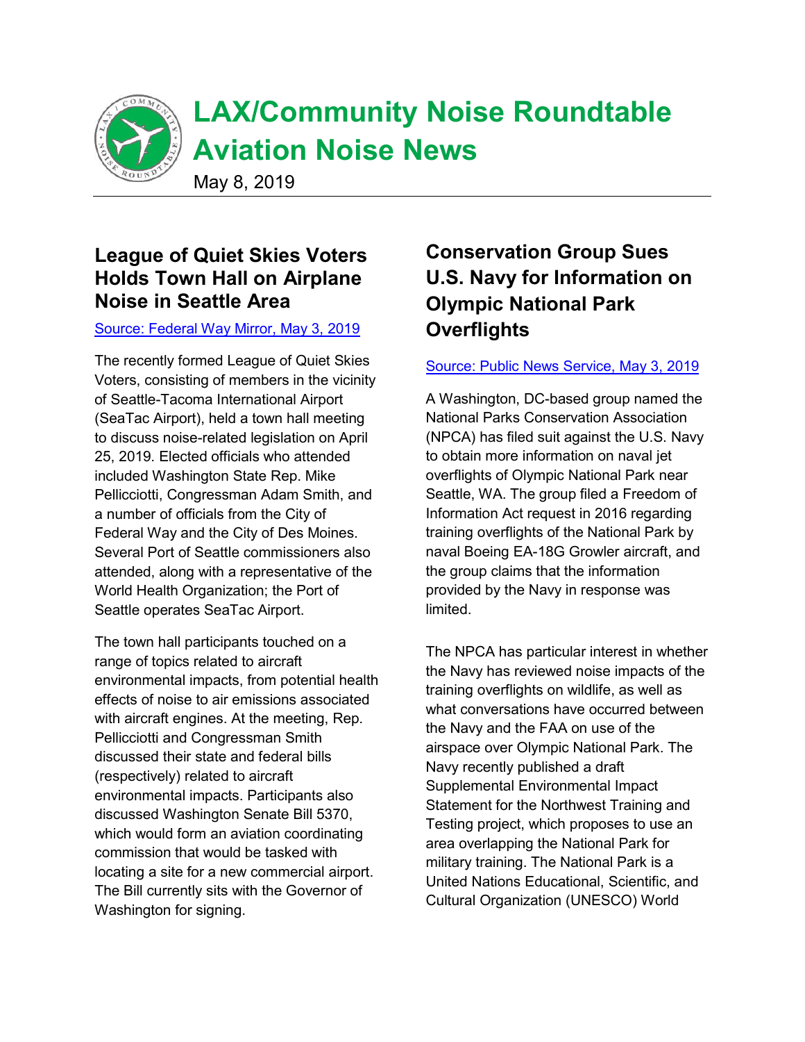# LAX/Community Noise Roundtable Aviation Noise News

May 8, 2019

## League of Quiet Skies Voters Holds Town Hall on Airplane Noise in Seattle Area

[Source: Federal Way Mirror, May 3, 2019]

The recently formed League of Quiet Skies Voters, consisting of members in the vicinity of Seattle-Tacoma International Airport (SeaTac Airport), held a town hall meeting to discuss noise-related legislation on April 25, 2019. Elected officials who attended included Washington State Rep. Mike Pellicciotti, Congressman Adam Smith, and a number of officials from the City of Federal Way and the City of Des Moines. Several Port of Seattle commissioners also attended, along with a representative of the World Health Organization; the Port of Seattle operates SeaTac Airport.

The town hall participants touched on a range of topics related to aircraft environmental impacts, from potential health effects of noise to air emissions associated with aircraft engines. At the meeting, Rep. Pellicciotti and Congressman Smith discussed their state and federal bills (respectively) related to aircraft environmental impacts. Participants also discussed Washington Senate Bill 5370, which would form an aviation coordinating commission that would be tasked with locating a site for a new commercial airport. The Bill currently sits with the Governor of Washington for signing.

## Conservation Group Sues U.S. Navy for Information on Olympic National Park Overflights

[Source: Public News Service, May 3, 2019]

A Washington, DC-based group named the National Parks Conservation Association (NPCA) has filed suit against the U.S. Navy to obtain more information on naval jet overflights of Olympic National Park near Seattle, WA. The group filed a Freedom of Information Act request in 2016 regarding training overflights of the National Park by naval Boeing EA-18G Growler aircraft, and the group claims that the information provided by the Navy in response was limited.

The NPCA has particular interest in whether the Navy has reviewed noise impacts of the training overflights on wildlife, as well as what conversations have occurred between the Navy and the FAA on use of the airspace over Olympic National Park. The Navy recently published a draft Supplemental Environmental Impact Statement for the Northwest Training and Testing project, which proposes to use an area overlapping the National Park for military training. The National Park is a United Nations Educational, Scientific, and Cultural Organization (UNESCO) World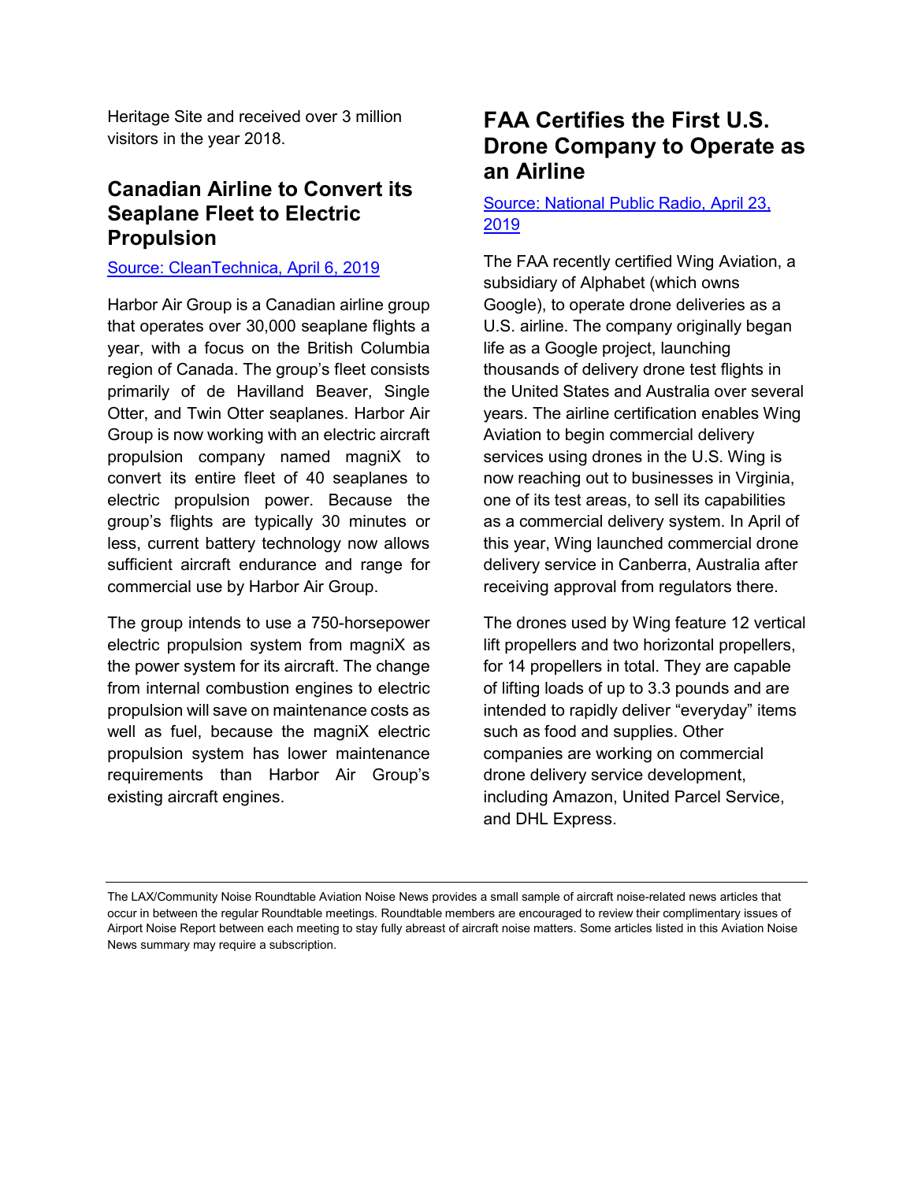Heritage Site and received over 3 million visitors in the year 2018.

## Canadian Airline to Convert its Seaplane Fleet to Electric Propulsion

[Source: CleanTechnica, April 6, 2019]

Harbor Air Group is a Canadian airline group that operates over 30,000 seaplane flights a year, with a focus on the British Columbia region of Canada. The group's fleet consists primarily of de Havilland Beaver, Single Otter, and Twin Otter seaplanes. Harbor Air Group is now working with an electric aircraft propulsion company named magniX to convert its entire fleet of 40 seaplanes to electric propulsion power. Because the group's flights are typically 30 minutes or less, current battery technology now allows sufficient aircraft endurance and range for commercial use by Harbor Air Group.

The group intends to use a 750-horsepower electric propulsion system from magniX as the power system for its aircraft. The change from internal combustion engines to electric propulsion will save on maintenance costs as well as fuel, because the magniX electric propulsion system has lower maintenance requirements than Harbor Air Group's existing aircraft engines.

## FAA Certifies the First U.S. Drone Company to Operate as an Airline

[Source: National Public Radio, April 23, 2019]

The FAA recently certified Wing Aviation, a subsidiary of Alphabet (which owns Google), to operate drone deliveries as a U.S. airline. The company originally began life as a Google project, launching thousands of delivery drone test flights in the United States and Australia over several years. The airline certification enables Wing Aviation to begin commercial delivery services using drones in the U.S. Wing is now reaching out to businesses in Virginia, one of its test areas, to sell its capabilities as a commercial delivery system. In April of this year, Wing launched commercial drone delivery service in Canberra, Australia after receiving approval from regulators there.

The drones used by Wing feature 12 vertical lift propellers and two horizontal propellers, for 14 propellers in total. They are capable of lifting loads of up to 3.3 pounds and are intended to rapidly deliver "everyday" items such as food and supplies. Other companies are working on commercial drone delivery service development, including Amazon, United Parcel Service, and DHL Express.

---

The LAX/Community Noise Roundtable Aviation Noise News provides a small sample of aircraft noise-related news articles that occur in between the regular Roundtable meetings. Roundtable members are encouraged to review their complimentary issues of Airport Noise Report between each meeting to stay fully abreast of aircraft noise matters. Some articles listed in this Aviation Noise News summary may require a subscription.